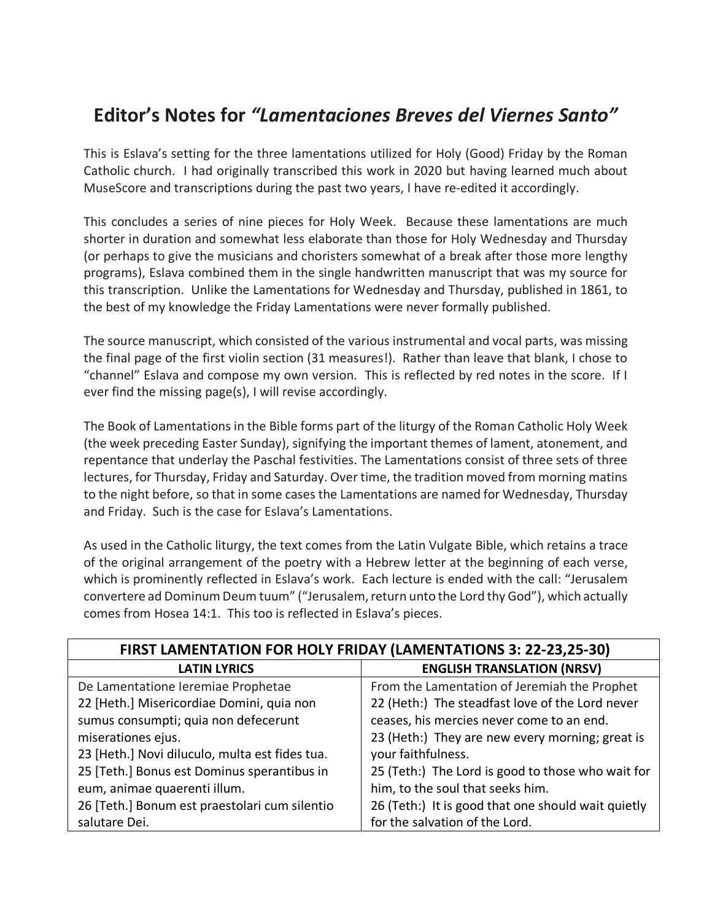# Editor's Notes for *"Lamentaciones Breves del Viernes Santo"*

This is Eslava's setting for the three lamentations utilized for Holy (Good) Friday by the Roman Catholic church. I had originally transcribed this work in 2020 but having learned much about MuseScore and transcriptions during the past two years, I have re-edited it accordingly.

This concludes a series of nine pieces for Holy Week. Because these lamentations are much shorter in duration and somewhat less elaborate than those for Holy Wednesday and Thursday (or perhaps to give the musicians and choristers somewhat of a break after those more lengthy programs), Eslava combined them in the single handwritten manuscript that was my source for this transcription. Unlike the Lamentations for Wednesday and Thursday, published in 1861, to the best of my knowledge the Friday Lamentations were never formally published.

The source manuscript, which consisted of the various instrumental and vocal parts, was missing the final page of the first violin section (31 measures!). Rather than leave that blank, I chose to "channel" Eslava and compose my own version. This is reflected by red notes in the score. If I ever find the missing page(s), I will revise accordingly.

The Book of Lamentations in the Bible forms part of the liturgy of the Roman Catholic Holy Week (the week preceding Easter Sunday), signifying the important themes of lament, atonement, and repentance that underlay the Paschal festivities. The Lamentations consist of three sets of three lectures, for Thursday, Friday and Saturday. Over time, the tradition moved from morning matins to the night before, so that in some cases the Lamentations are named for Wednesday, Thursday and Friday. Such is the case for Eslava's Lamentations.

As used in the Catholic liturgy, the text comes from the Latin Vulgate Bible, which retains a trace of the original arrangement of the poetry with a Hebrew letter at the beginning of each verse, which is prominently reflected in Eslava's work. Each lecture is ended with the call: "Jerusalem convertere ad Dominum Deum tuum" ("Jerusalem, return unto the Lord thy God"), which actually comes from Hosea 14:1. This too is reflected in Eslava's pieces.

| FIRST LAMENTATION FOR HOLY FRIDAY (LAMENTATIONS 3: 22-23,25-30) | |
|---|---|
| **LATIN LYRICS** | **ENGLISH TRANSLATION (NRSV)** |
| De Lamentatione Ieremiae Prophetae | From the Lamentation of Jeremiah the Prophet |
| 22 [Heth.] Misericordiae Domini, quia non sumus consumpti; quia non defecerunt miserationes ejus. | 22 (Heth:) The steadfast love of the Lord never ceases, his mercies never come to an end. |
| 23 [Heth.] Novi diluculo, multa est fides tua. | 23 (Heth:) They are new every morning; great is your faithfulness. |
| 25 [Teth.] Bonus est Dominus sperantibus in eum, animae quaerenti illum. | 25 (Teth:) The Lord is good to those who wait for him, to the soul that seeks him. |
| 26 [Teth.] Bonum est praestolari cum silentio salutare Dei. | 26 (Teth:) It is good that one should wait quietly for the salvation of the Lord. |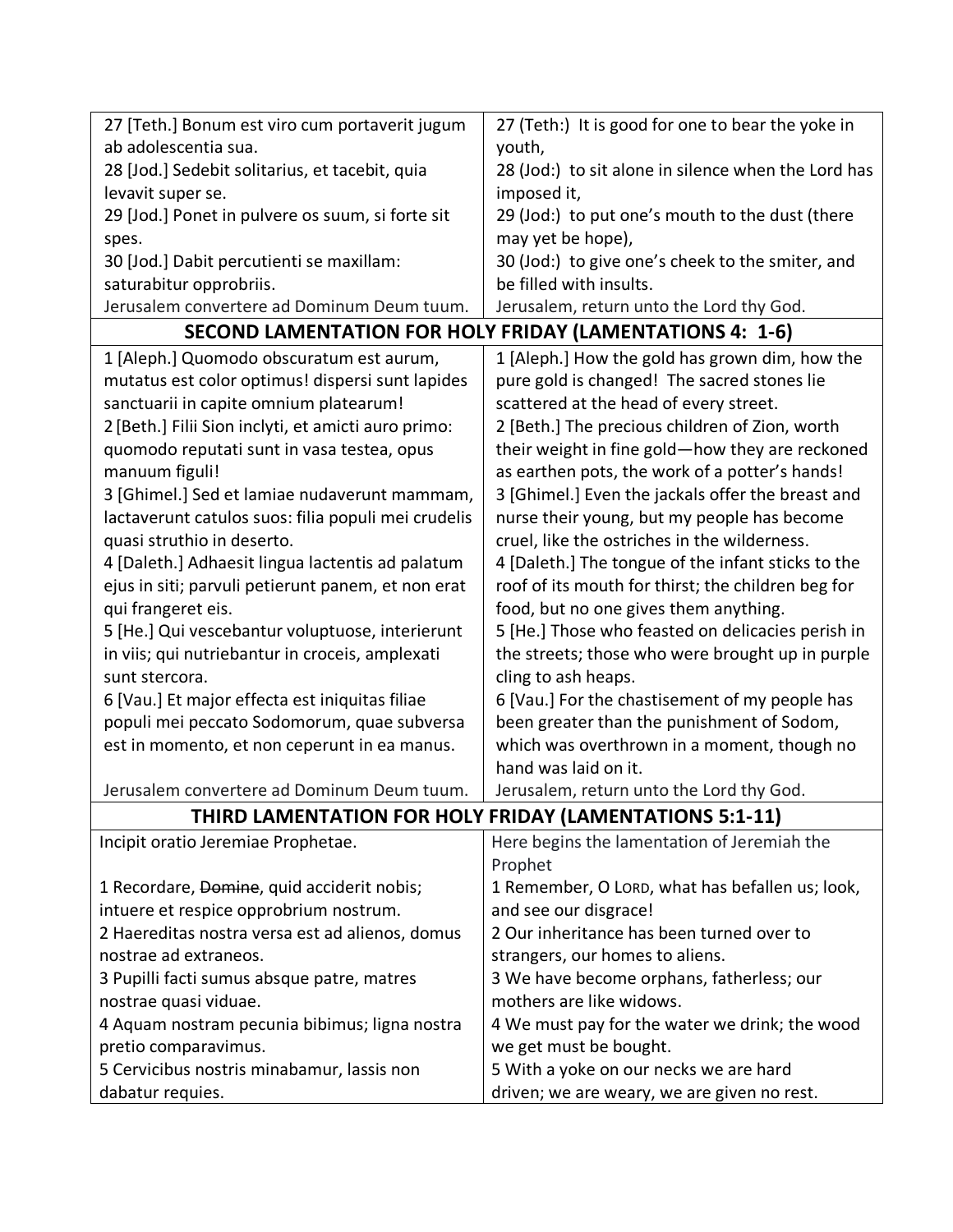| 27 [Teth.] Bonum est viro cum portaverit jugum ab adolescentia sua.<br>28 [Jod.] Sedebit solitarius, et tacebit, quia levavit super se.<br>29 [Jod.] Ponet in pulvere os suum, si forte sit spes.<br>30 [Jod.] Dabit percutienti se maxillam: saturabitur opprobriis.<br>Jerusalem convertere ad Dominum Deum tuum. | 27 (Teth:) It is good for one to bear the yoke in youth,<br>28 (Jod:) to sit alone in silence when the Lord has imposed it,<br>29 (Jod:) to put one's mouth to the dust (there may yet be hope),<br>30 (Jod:) to give one's cheek to the smiter, and be filled with insults.<br>Jerusalem, return unto the Lord thy God. |
|---|---|
| **SECOND LAMENTATION FOR HOLY FRIDAY (LAMENTATIONS 4: 1-6)** | |
| 1 [Aleph.] Quomodo obscuratum est aurum, mutatus est color optimus! dispersi sunt lapides sanctuarii in capite omnium platearum!<br>2 [Beth.] Filii Sion inclyti, et amicti auro primo: quomodo reputati sunt in vasa testea, opus manuum figuli!<br>3 [Ghimel.] Sed et lamiae nudaverunt mammam, lactaverunt catulos suos: filia populi mei crudelis quasi struthio in deserto.<br>4 [Daleth.] Adhaesit lingua lactentis ad palatum ejus in siti; parvuli petierunt panem, et non erat qui frangeret eis.<br>5 [He.] Qui vescebantur voluptuose, interierunt in viis; qui nutriebantur in croceis, amplexati sunt stercora.<br>6 [Vau.] Et major effecta est iniquitas filiae populi mei peccato Sodomorum, quae subversa est in momento, et non ceperunt in ea manus.<br><br>Jerusalem convertere ad Dominum Deum tuum. | 1 [Aleph.] How the gold has grown dim, how the pure gold is changed! The sacred stones lie scattered at the head of every street.<br>2 [Beth.] The precious children of Zion, worth their weight in fine gold—how they are reckoned as earthen pots, the work of a potter's hands!<br>3 [Ghimel.] Even the jackals offer the breast and nurse their young, but my people has become cruel, like the ostriches in the wilderness.<br>4 [Daleth.] The tongue of the infant sticks to the roof of its mouth for thirst; the children beg for food, but no one gives them anything.<br>5 [He.] Those who feasted on delicacies perish in the streets; those who were brought up in purple cling to ash heaps.<br>6 [Vau.] For the chastisement of my people has been greater than the punishment of Sodom, which was overthrown in a moment, though no hand was laid on it.<br>Jerusalem, return unto the Lord thy God. |
| **THIRD LAMENTATION FOR HOLY FRIDAY (LAMENTATIONS 5:1-11)** | |
| Incipit oratio Jeremiae Prophetae.<br><br>1 Recordare, ~~Domine~~, quid acciderit nobis; intuere et respice opprobrium nostrum.<br>2 Haereditas nostra versa est ad alienos, domus nostrae ad extraneos.<br>3 Pupilli facti sumus absque patre, matres nostrae quasi viduae.<br>4 Aquam nostram pecunia bibimus; ligna nostra pretio comparavimus.<br>5 Cervicibus nostris minabamur, lassis non dabatur requies. | Here begins the lamentation of Jeremiah the Prophet<br>1 Remember, O LORD, what has befallen us; look, and see our disgrace!<br>2 Our inheritance has been turned over to strangers, our homes to aliens.<br>3 We have become orphans, fatherless; our mothers are like widows.<br>4 We must pay for the water we drink; the wood we get must be bought.<br>5 With a yoke on our necks we are hard driven; we are weary, we are given no rest. |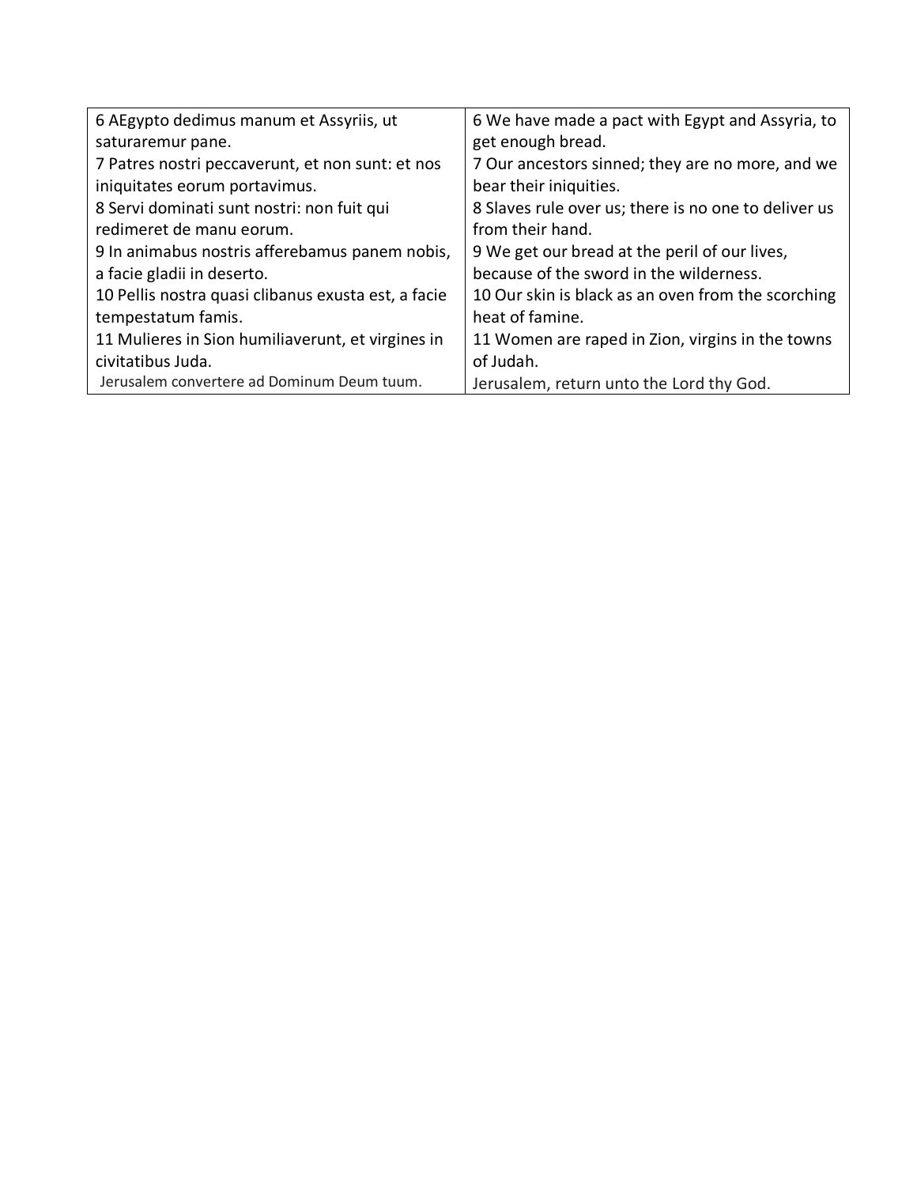| | |
|---|---|
| 6 AEgypto dedimus manum et Assyriis, ut saturaremur pane. | 6 We have made a pact with Egypt and Assyria, to get enough bread. |
| 7 Patres nostri peccaverunt, et non sunt: et nos iniquitates eorum portavimus. | 7 Our ancestors sinned; they are no more, and we bear their iniquities. |
| 8 Servi dominati sunt nostri: non fuit qui redimeret de manu eorum. | 8 Slaves rule over us; there is no one to deliver us from their hand. |
| 9 In animabus nostris afferebamus panem nobis, a facie gladii in deserto. | 9 We get our bread at the peril of our lives, because of the sword in the wilderness. |
| 10 Pellis nostra quasi clibanus exusta est, a facie tempestatum famis. | 10 Our skin is black as an oven from the scorching heat of famine. |
| 11 Mulieres in Sion humiliaverunt, et virgines in civitatibus Juda. | 11 Women are raped in Zion, virgins in the towns of Judah. |
| Jerusalem convertere ad Dominum Deum tuum. | Jerusalem, return unto the Lord thy God. |